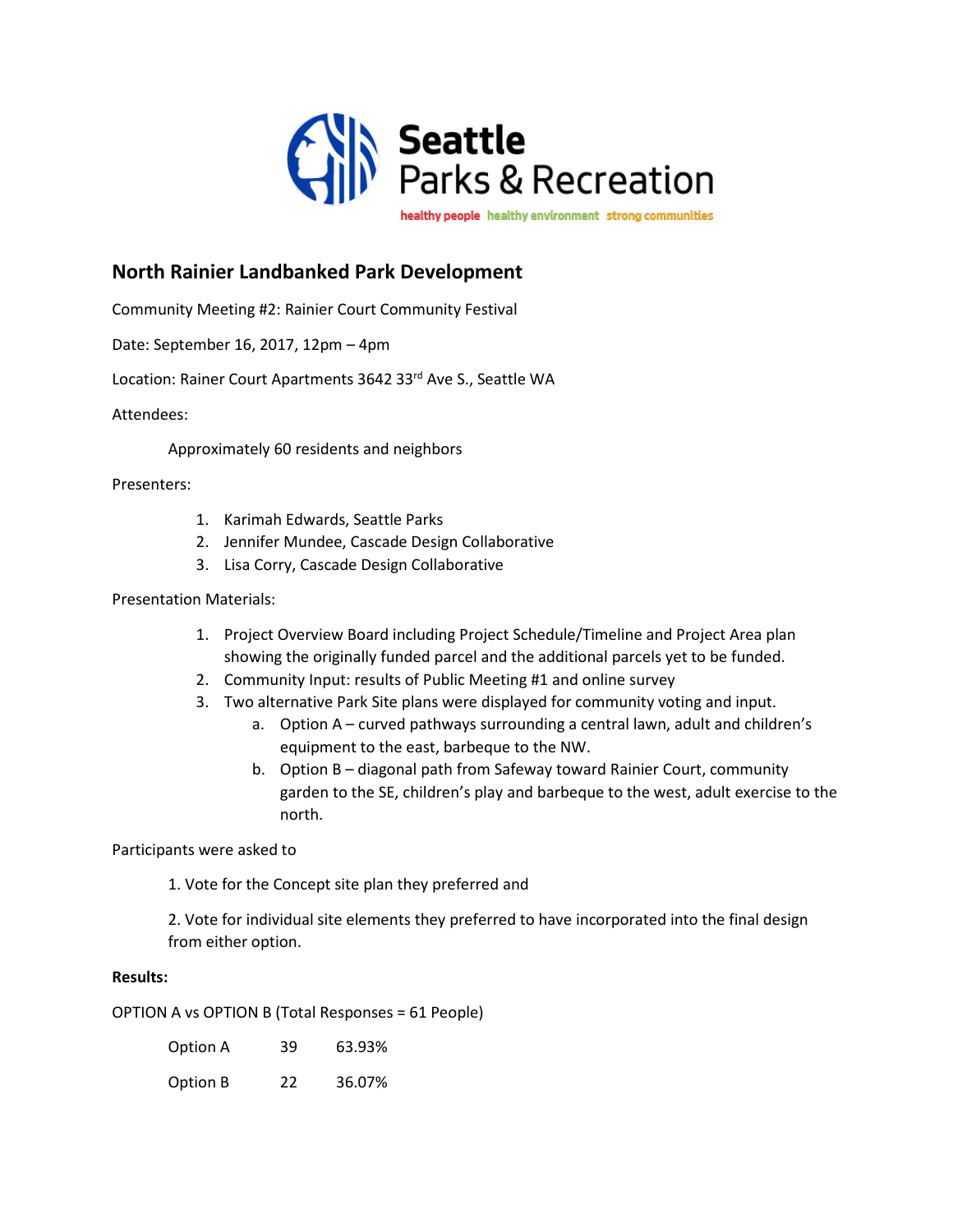Seattle Parks & Recreation

healthy people healthy environment strong communities

## North Rainier Landbanked Park Development

Community Meeting #2: Rainier Court Community Festival

Date: September 16, 2017, 12pm – 4pm

Location: Rainer Court Apartments 3642 33rd Ave S., Seattle WA

Attendees:

Approximately 60 residents and neighbors

Presenters:

1. Karimah Edwards, Seattle Parks
2. Jennifer Mundee, Cascade Design Collaborative
3. Lisa Corry, Cascade Design Collaborative

Presentation Materials:

1. Project Overview Board including Project Schedule/Timeline and Project Area plan showing the originally funded parcel and the additional parcels yet to be funded.
2. Community Input: results of Public Meeting #1 and online survey
3. Two alternative Park Site plans were displayed for community voting and input.
   a. Option A – curved pathways surrounding a central lawn, adult and children's equipment to the east, barbeque to the NW.
   b. Option B – diagonal path from Safeway toward Rainier Court, community garden to the SE, children's play and barbeque to the west, adult exercise to the north.

Participants were asked to

1. Vote for the Concept site plan they preferred and

2. Vote for individual site elements they preferred to have incorporated into the final design from either option.

**Results:**

OPTION A vs OPTION B (Total Responses = 61 People)

| | | |
|---|---|---|
| Option A | 39 | 63.93% |
| Option B | 22 | 36.07% |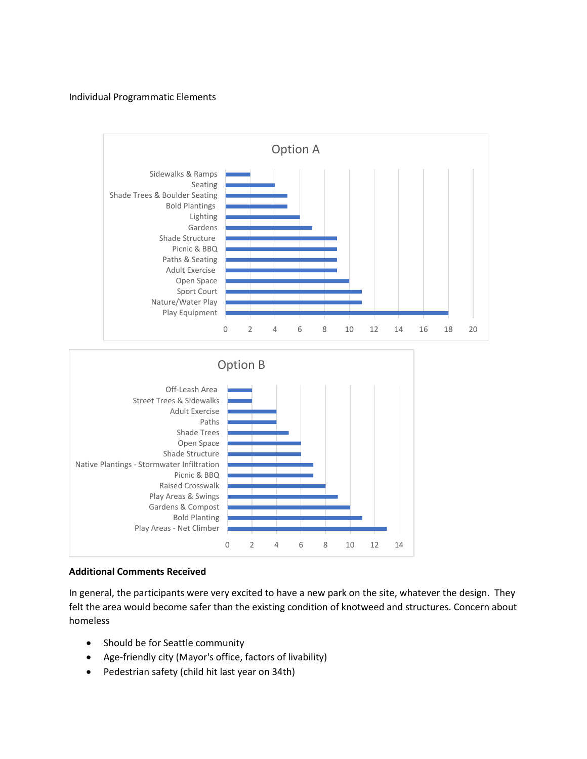Individual Programmatic Elements

**Option A**

| Element | Count |
|---|---|
| Sidewalks & Ramps | 2 |
| Seating | 4 |
| Shade Trees & Boulder Seating | 5 |
| Bold Plantings | 5 |
| Lighting | 6 |
| Gardens | 7 |
| Shade Structure | 9 |
| Picnic & BBQ | 9 |
| Paths & Seating | 9 |
| Adult Exercise | 9 |
| Open Space | 10 |
| Sport Court | 11 |
| Nature/Water Play | 11 |
| Play Equipment | 18 |

**Option B**

| Element | Count |
|---|---|
| Off-Leash Area | 2 |
| Street Trees & Sidewalks | 2 |
| Adult Exercise | 4 |
| Paths | 4 |
| Shade Trees | 5 |
| Open Space | 6 |
| Shade Structure | 6 |
| Native Plantings - Stormwater Infiltration | 7 |
| Picnic & BBQ | 7 |
| Raised Crosswalk | 8 |
| Play Areas & Swings | 9 |
| Gardens & Compost | 10 |
| Bold Planting | 11 |
| Play Areas - Net Climber | 13 |

**Additional Comments Received**

In general, the participants were very excited to have a new park on the site, whatever the design. They felt the area would become safer than the existing condition of knotweed and structures. Concern about homeless

- Should be for Seattle community
- Age-friendly city (Mayor's office, factors of livability)
- Pedestrian safety (child hit last year on 34th)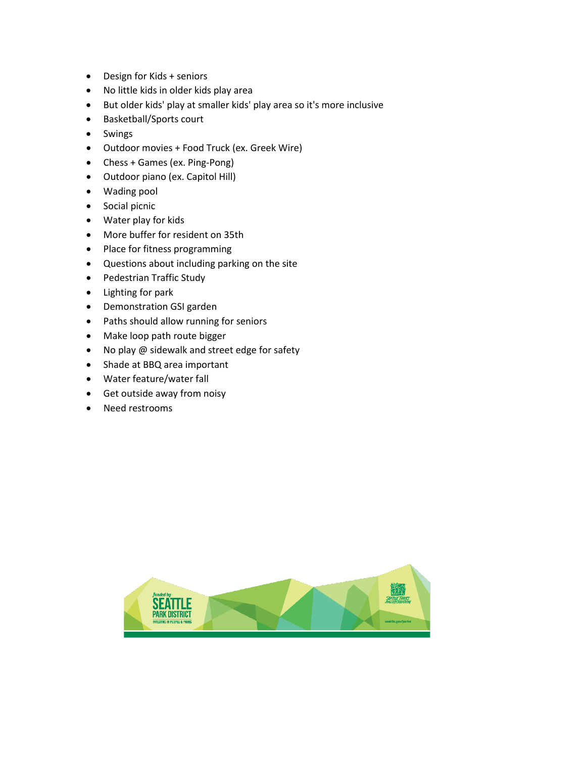- Design for Kids + seniors
- No little kids in older kids play area
- But older kids' play at smaller kids' play area so it's more inclusive
- Basketball/Sports court
- Swings
- Outdoor movies + Food Truck (ex. Greek Wire)
- Chess + Games (ex. Ping-Pong)
- Outdoor piano (ex. Capitol Hill)
- Wading pool
- Social picnic
- Water play for kids
- More buffer for resident on 35th
- Place for fitness programming
- Questions about including parking on the site
- Pedestrian Traffic Study
- Lighting for park
- Demonstration GSI garden
- Paths should allow running for seniors
- Make loop path route bigger
- No play @ sidewalk and street edge for safety
- Shade at BBQ area important
- Water feature/water fall
- Get outside away from noisy
- Need restrooms